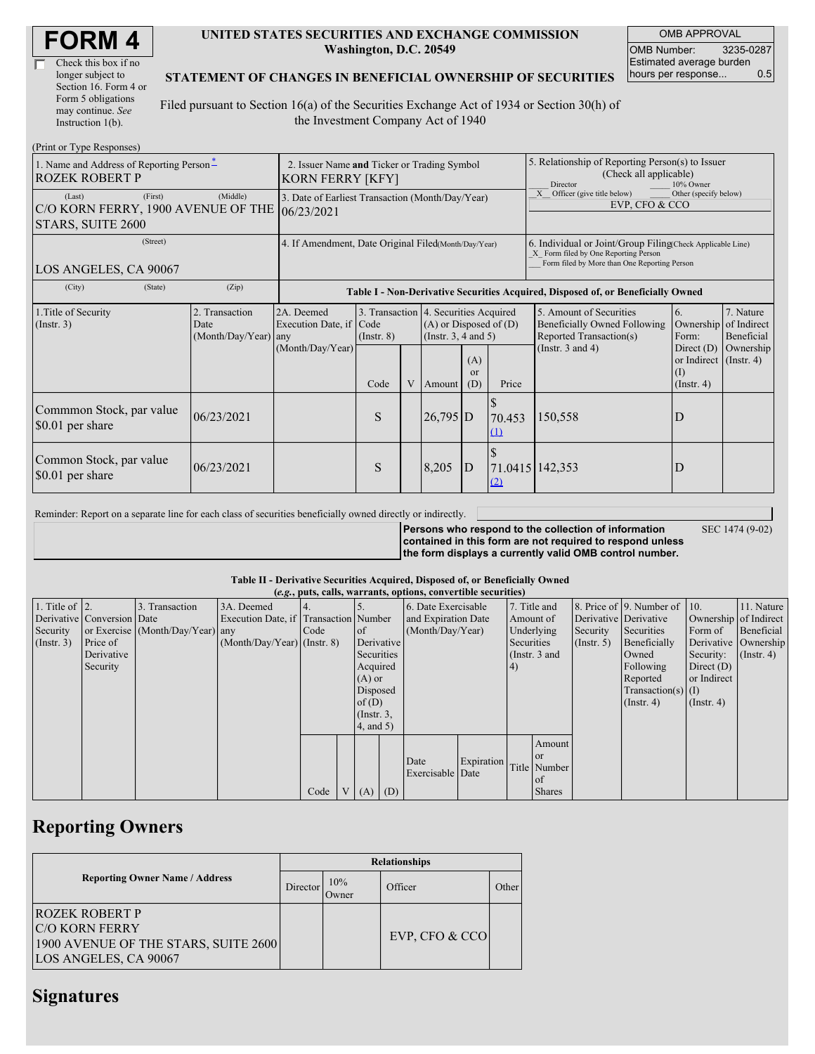# FORM 4

☐ Check this box if no longer subject to Section 16. Form 4 or Form 5 obligations may continue. *See* Instruction 1(b).

**UNITED STATES SECURITIES AND EXCHANGE COMMISSION**
**Washington, D.C. 20549**

**STATEMENT OF CHANGES IN BENEFICIAL OWNERSHIP OF SECURITIES**

Filed pursuant to Section 16(a) of the Securities Exchange Act of 1934 or Section 30(h) of the Investment Company Act of 1940

| OMB APPROVAL | |
|---|---|
| OMB Number: | 3235-0287 |
| Estimated average burden hours per response... | 0.5 |

(Print or Type Responses)

| 1. Name and Address of Reporting Person* | 2. Issuer Name and Ticker or Trading Symbol | 5. Relationship of Reporting Person(s) to Issuer (Check all applicable) |
|---|---|---|
| ROZEK ROBERT P | KORN FERRY [KFY] | ___ Director ___ 10% Owner _X_ Officer (give title below) ___ Other (specify below) |
| (Last) (First) (Middle) C/O KORN FERRY, 1900 AVENUE OF THE STARS, SUITE 2600 | 3. Date of Earliest Transaction (Month/Day/Year) 06/23/2021 | EVP, CFO & CCO |
| (Street) LOS ANGELES, CA 90067 | 4. If Amendment, Date Original Filed (Month/Day/Year) | 6. Individual or Joint/Group Filing (Check Applicable Line) _X_ Form filed by One Reporting Person ___ Form filed by More than One Reporting Person |
| (City) (State) (Zip) | | |

**Table I - Non-Derivative Securities Acquired, Disposed of, or Beneficially Owned**

| 1.Title of Security (Instr. 3) | 2. Transaction Date (Month/Day/Year) | 2A. Deemed Execution Date, if any (Month/Day/Year) | 3. Transaction Code (Instr. 8) | | 4. Securities Acquired (A) or Disposed of (D) (Instr. 3, 4 and 5) | | | 5. Amount of Securities Beneficially Owned Following Reported Transaction(s) (Instr. 3 and 4) | 6. Ownership Form: Direct (D) or Indirect (I) (Instr. 4) | 7. Nature of Indirect Beneficial Ownership (Instr. 4) |
|---|---|---|---|---|---|---|---|---|---|---|
| | | | Code | V | Amount | (A) or (D) | Price | | | |
| Commmon Stock, par value $0.01 per share | 06/23/2021 | | S | | 26,795 | D | $ 70.453 (1) | 150,558 | D | |
| Common Stock, par value $0.01 per share | 06/23/2021 | | S | | 8,205 | D | $ 71.0415 (2) | 142,353 | D | |

Reminder: Report on a separate line for each class of securities beneficially owned directly or indirectly.

**Persons who respond to the collection of information contained in this form are not required to respond unless the form displays a currently valid OMB control number.** SEC 1474 (9-02)

**Table II - Derivative Securities Acquired, Disposed of, or Beneficially Owned**
***(e.g., puts, calls, warrants, options, convertible securities)***

| 1. Title of Derivative Security (Instr. 3) | 2. Conversion or Exercise Price of Derivative Security | 3. Transaction Date (Month/Day/Year) | 3A. Deemed Execution Date, if any (Month/Day/Year) | 4. Transaction Code (Instr. 8) | | 5. Number of Derivative Securities Acquired (A) or Disposed of (D) (Instr. 3, 4, and 5) | | 6. Date Exercisable and Expiration Date (Month/Day/Year) | | 7. Title and Amount of Underlying Securities (Instr. 3 and 4) | | 8. Price of Derivative Security (Instr. 5) | 9. Number of Derivative Securities Beneficially Owned Following Reported Transaction(s) (Instr. 4) | 10. Ownership Form of Derivative Security: Direct (D) or Indirect (I) (Instr. 4) | 11. Nature of Indirect Beneficial Ownership (Instr. 4) |
|---|---|---|---|---|---|---|---|---|---|---|---|---|---|---|---|
| | | | | Code | V | (A) | (D) | Date Exercisable | Expiration Date | Title | Amount or Number of Shares | | | | |

## Reporting Owners

| Reporting Owner Name / Address | Relationships | | | |
|---|---|---|---|---|
| | Director | 10% Owner | Officer | Other |
| ROZEK ROBERT P C/O KORN FERRY 1900 AVENUE OF THE STARS, SUITE 2600 LOS ANGELES, CA 90067 | | | EVP, CFO & CCO | |

## Signatures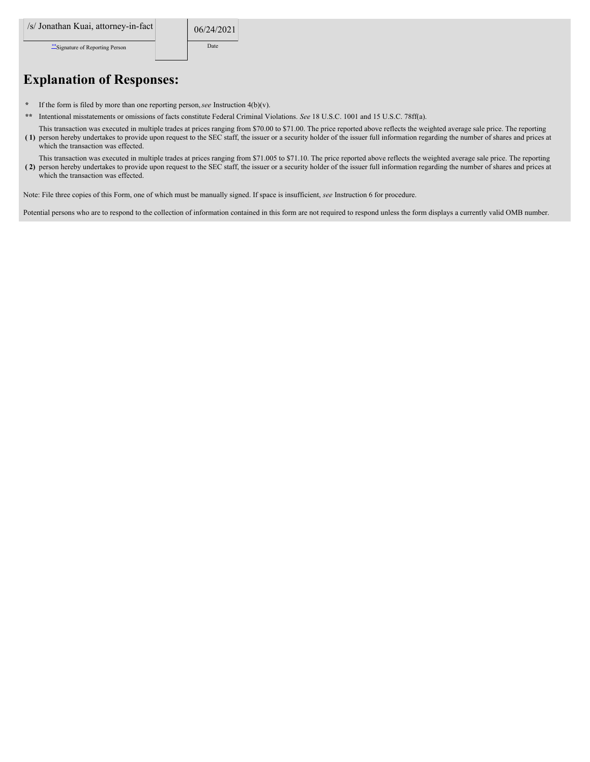| /s/ Jonathan Kuai, attorney-in-fact | | 06/24/2021 |
| --- | --- | --- |
| **Signature of Reporting Person | | Date |

## Explanation of Responses:

\* If the form is filed by more than one reporting person, *see* Instruction 4(b)(v).

** Intentional misstatements or omissions of facts constitute Federal Criminal Violations. *See* 18 U.S.C. 1001 and 15 U.S.C. 78ff(a).

**( 1)** This transaction was executed in multiple trades at prices ranging from $70.00 to $71.00. The price reported above reflects the weighted average sale price. The reporting person hereby undertakes to provide upon request to the SEC staff, the issuer or a security holder of the issuer full information regarding the number of shares and prices at which the transaction was effected.

**( 2)** This transaction was executed in multiple trades at prices ranging from $71.005 to $71.10. The price reported above reflects the weighted average sale price. The reporting person hereby undertakes to provide upon request to the SEC staff, the issuer or a security holder of the issuer full information regarding the number of shares and prices at which the transaction was effected.

Note: File three copies of this Form, one of which must be manually signed. If space is insufficient, *see* Instruction 6 for procedure.

Potential persons who are to respond to the collection of information contained in this form are not required to respond unless the form displays a currently valid OMB number.